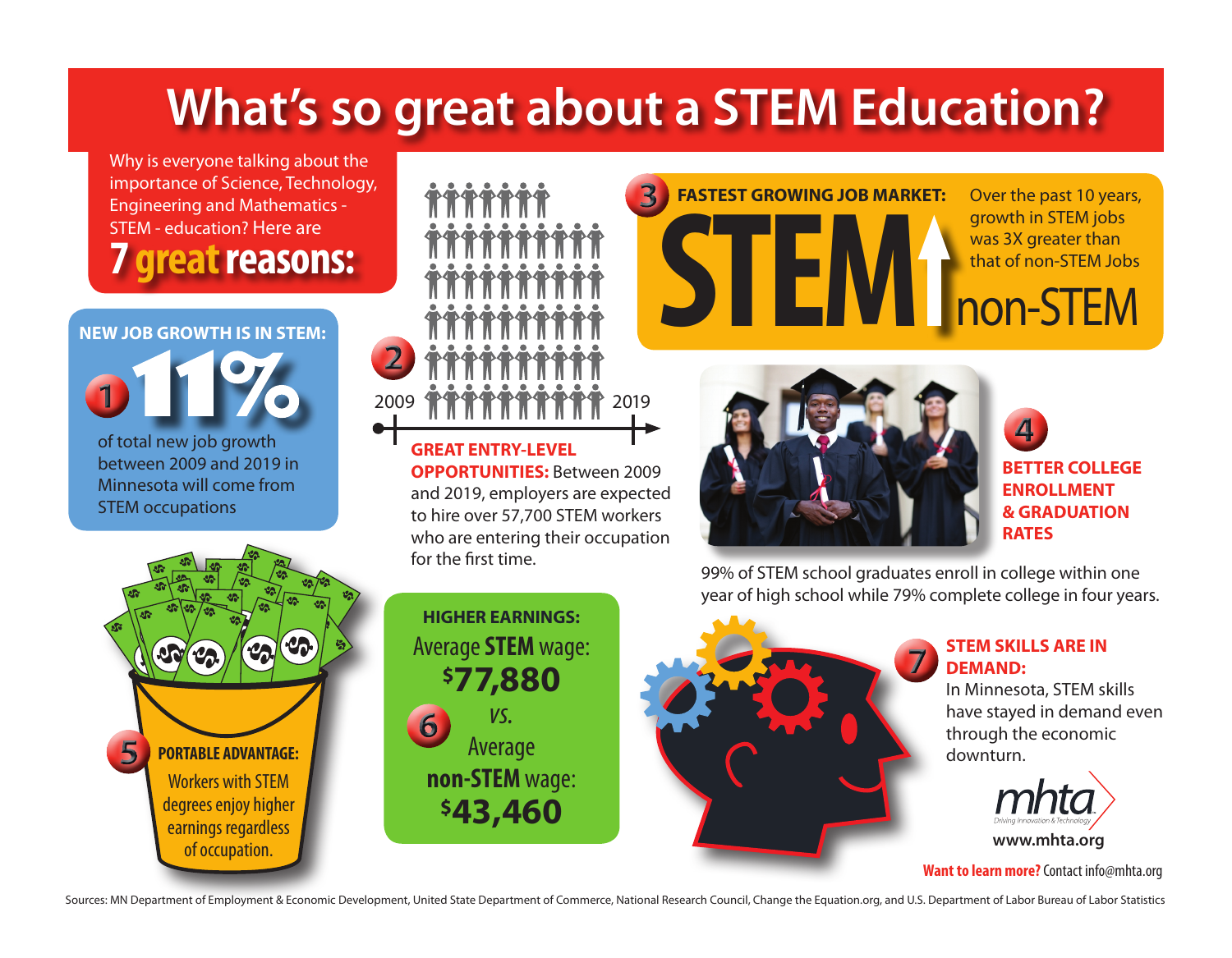# What's so great about a STEM Education?

Why is everyone talking about the importance of Science, Technology, Engineering and Mathematics - STEM - education? Here are

## 7 great reasons:

### 1 NEW JOB GROWTH IS IN STEM:

**11%**

of total new job growth between 2009 and 2019 in Minnesota will come from STEM occupations

### 2 GREAT ENTRY-LEVEL OPPORTUNITIES:

2009 — 2019

Between 2009 and 2019, employers are expected to hire over 57,700 STEM workers who are entering their occupation for the first time.

### 3 FASTEST GROWING JOB MARKET:

**STEM** ↑ non-STEM

Over the past 10 years, growth in STEM jobs was 3X greater than that of non-STEM Jobs

### 4 BETTER COLLEGE ENROLLMENT & GRADUATION RATES

99% of STEM school graduates enroll in college within one year of high school while 79% complete college in four years.

### 5 PORTABLE ADVANTAGE:

Workers with STEM degrees enjoy higher earnings regardless of occupation.

### 6 HIGHER EARNINGS:

Average **STEM** wage: **$77,880**

*vs.*

Average **non-STEM** wage: **$43,460**

### 7 STEM SKILLS ARE IN DEMAND:

In Minnesota, STEM skills have stayed in demand even through the economic downturn.

mhta — Driving Innovation & Technology

**www.mhta.org**

**Want to learn more?** Contact info@mhta.org

Sources: MN Department of Employment & Economic Development, United State Department of Commerce, National Research Council, Change the Equation.org, and U.S. Department of Labor Bureau of Labor Statistics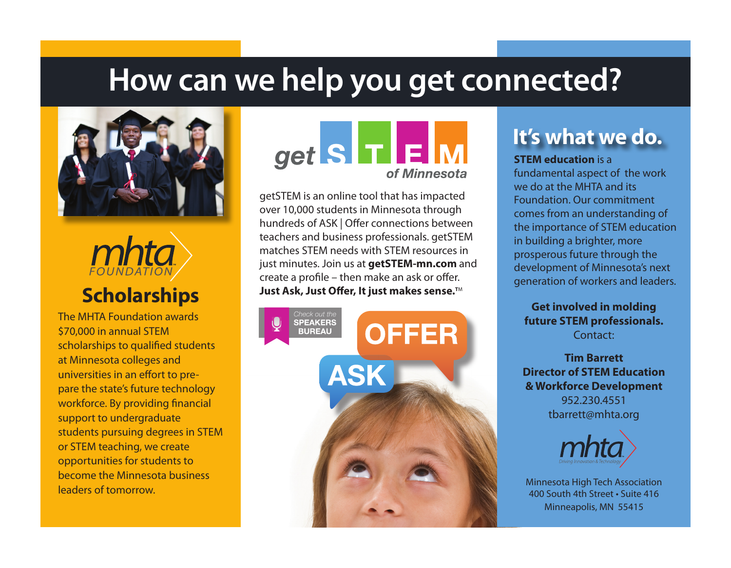# How can we help you get connected?

mhta FOUNDATION

## Scholarships

The MHTA Foundation awards $70,000 in annual STEM scholarships to qualified students at Minnesota colleges and universities in an effort to prepare the state's future technology workforce. By providing financial support to undergraduate students pursuing degrees in STEM or STEM teaching, we create opportunities for students to become the Minnesota business leaders of tomorrow.

get STEM of Minnesota

getSTEM is an online tool that has impacted over 10,000 students in Minnesota through hundreds of ASK | Offer connections between teachers and business professionals. getSTEM matches STEM needs with STEM resources in just minutes. Join us at **getSTEM-mn.com** and create a profile – then make an ask or offer. **Just Ask, Just Offer, It just makes sense.**™

Check out the SPEAKERS BUREAU

OFFER

ASK

## It's what we do.

**STEM education** is a fundamental aspect of the work we do at the MHTA and its Foundation. Our commitment comes from an understanding of the importance of STEM education in building a brighter, more prosperous future through the development of Minnesota's next generation of workers and leaders.

**Get involved in molding future STEM professionals.**
Contact:

**Tim Barrett**
**Director of STEM Education & Workforce Development**
952.230.4551
tbarrett@mhta.org

mhta
Driving Innovation & Technology

Minnesota High Tech Association
400 South 4th Street • Suite 416
Minneapolis, MN 55415